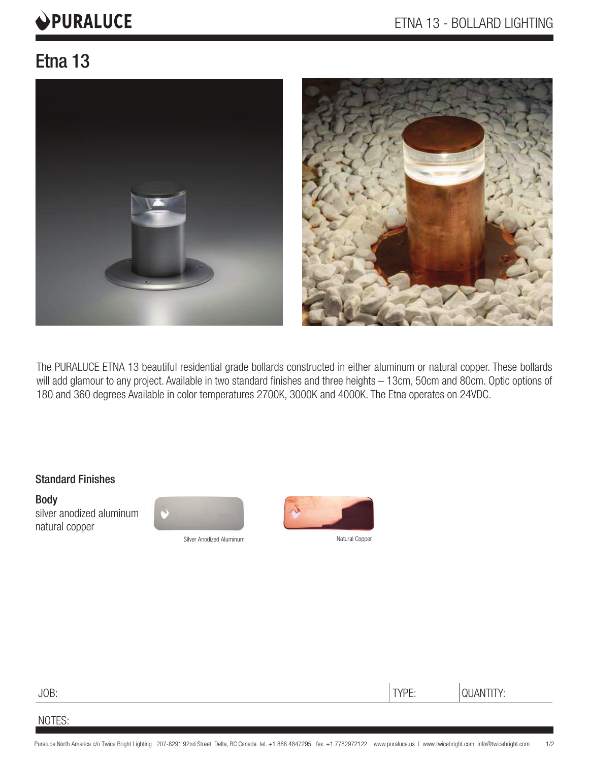# Etna 13

The PURALUCE ETNA 13 beautiful residential grade bollards constructed in either aluminum or natural copper. These bollards will add glamour to any project. Available in two standard finishes and three heights – 13cm, 50cm and 80cm. Optic options of 180 and 360 degrees Available in color temperatures 2700K, 3000K and 4000K. The Etna operates on 24VDC.

## Standard Finishes

**Body**
silver anodized aluminum
natural copper

Silver Anodized Aluminum

Natural Copper

| JOB: | TYPE: | QUANTITY: |
|---|---|---|

NOTES: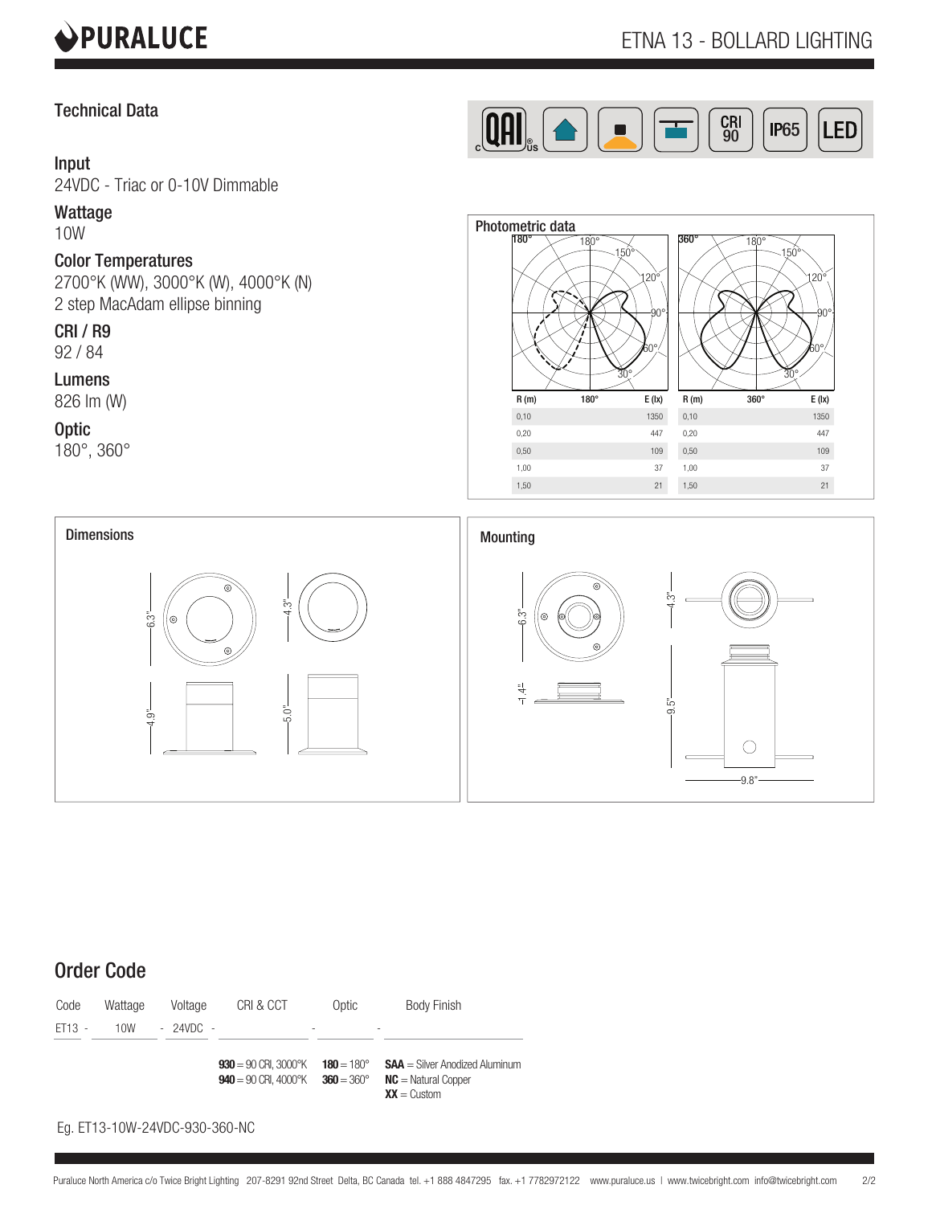# ETNA 13 - BOLLARD LIGHTING

## Technical Data

cQAIus CRI 90 IP65 LED

### Input
24VDC - Triac or 0-10V Dimmable

### Wattage
10W

### Color Temperatures
2700°K (WW), 3000°K (W), 4000°K (N)
2 step MacAdam ellipse binning

### CRI / R9
92 / 84

### Lumens
826 lm (W)

### Optic
180°, 360°

## Photometric data

180°

180° 150° 120° 90° 60° 30°

360°

180° 150° 120° 90° 60° 30°

| R (m) | 180° | E (lx) |
|---|---|---|
| 0,10 | | 1350 |
| 0,20 | | 447 |
| 0,50 | | 109 |
| 1,00 | | 37 |
| 1,50 | | 21 |

| R (m) | 360° | E (lx) |
|---|---|---|
| 0,10 | | 1350 |
| 0,20 | | 447 |
| 0,50 | | 109 |
| 1,00 | | 37 |
| 1,50 | | 21 |

## Dimensions

6.3"
4.3"
4.9"
5.0"

## Mounting

6.3"
4.3"
1.4"
9.5"
9.8"

## Order Code

| Code | Wattage | Voltage | CRI & CCT | Optic | Body Finish |
|---|---|---|---|---|---|
| ET13 - | 10W | - 24VDC - | - | - | |
| | | | **930** = 90 CRI, 3000°K<br>**940** = 90 CRI, 4000°K | **180** = 180°<br>**360** = 360° | **SAA** = Silver Anodized Aluminum<br>**NC** = Natural Copper<br>**XX** = Custom |

Eg. ET13-10W-24VDC-930-360-NC

Puraluce North America c/o Twice Bright Lighting 207-8291 92nd Street Delta, BC Canada tel. +1 888 4847295 fax. +1 7782972122 www.puraluce.us | www.twicebright.com info@twicebright.com